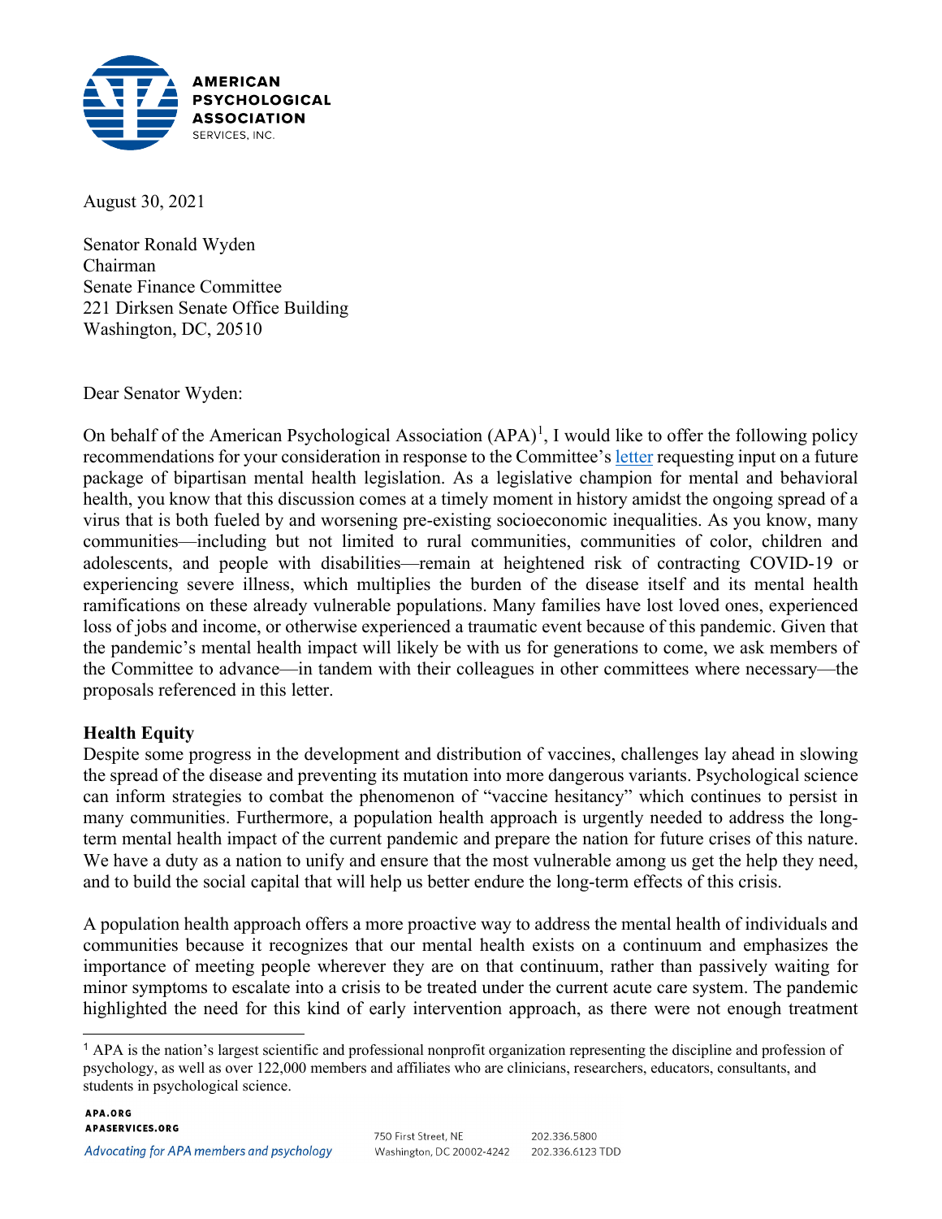**AMERICAN PSYCHOLOGICAL ASSOCIATION**
SERVICES, INC.

August 30, 2021

Senator Ronald Wyden
Chairman
Senate Finance Committee
221 Dirksen Senate Office Building
Washington, DC, 20510

Dear Senator Wyden:

On behalf of the American Psychological Association (APA)[1], I would like to offer the following policy recommendations for your consideration in response to the Committee's letter requesting input on a future package of bipartisan mental health legislation. As a legislative champion for mental and behavioral health, you know that this discussion comes at a timely moment in history amidst the ongoing spread of a virus that is both fueled by and worsening pre-existing socioeconomic inequalities. As you know, many communities—including but not limited to rural communities, communities of color, children and adolescents, and people with disabilities—remain at heightened risk of contracting COVID-19 or experiencing severe illness, which multiplies the burden of the disease itself and its mental health ramifications on these already vulnerable populations. Many families have lost loved ones, experienced loss of jobs and income, or otherwise experienced a traumatic event because of this pandemic. Given that the pandemic's mental health impact will likely be with us for generations to come, we ask members of the Committee to advance—in tandem with their colleagues in other committees where necessary—the proposals referenced in this letter.

**Health Equity**

Despite some progress in the development and distribution of vaccines, challenges lay ahead in slowing the spread of the disease and preventing its mutation into more dangerous variants. Psychological science can inform strategies to combat the phenomenon of "vaccine hesitancy" which continues to persist in many communities. Furthermore, a population health approach is urgently needed to address the long-term mental health impact of the current pandemic and prepare the nation for future crises of this nature. We have a duty as a nation to unify and ensure that the most vulnerable among us get the help they need, and to build the social capital that will help us better endure the long-term effects of this crisis.

A population health approach offers a more proactive way to address the mental health of individuals and communities because it recognizes that our mental health exists on a continuum and emphasizes the importance of meeting people wherever they are on that continuum, rather than passively waiting for minor symptoms to escalate into a crisis to be treated under the current acute care system. The pandemic highlighted the need for this kind of early intervention approach, as there were not enough treatment

[1] APA is the nation's largest scientific and professional nonprofit organization representing the discipline and profession of psychology, as well as over 122,000 members and affiliates who are clinicians, researchers, educators, consultants, and students in psychological science.

APA.ORG
APASERVICES.ORG
*Advocating for APA members and psychology*

750 First Street, NE
Washington, DC 20002-4242

202.336.5800
202.336.6123 TDD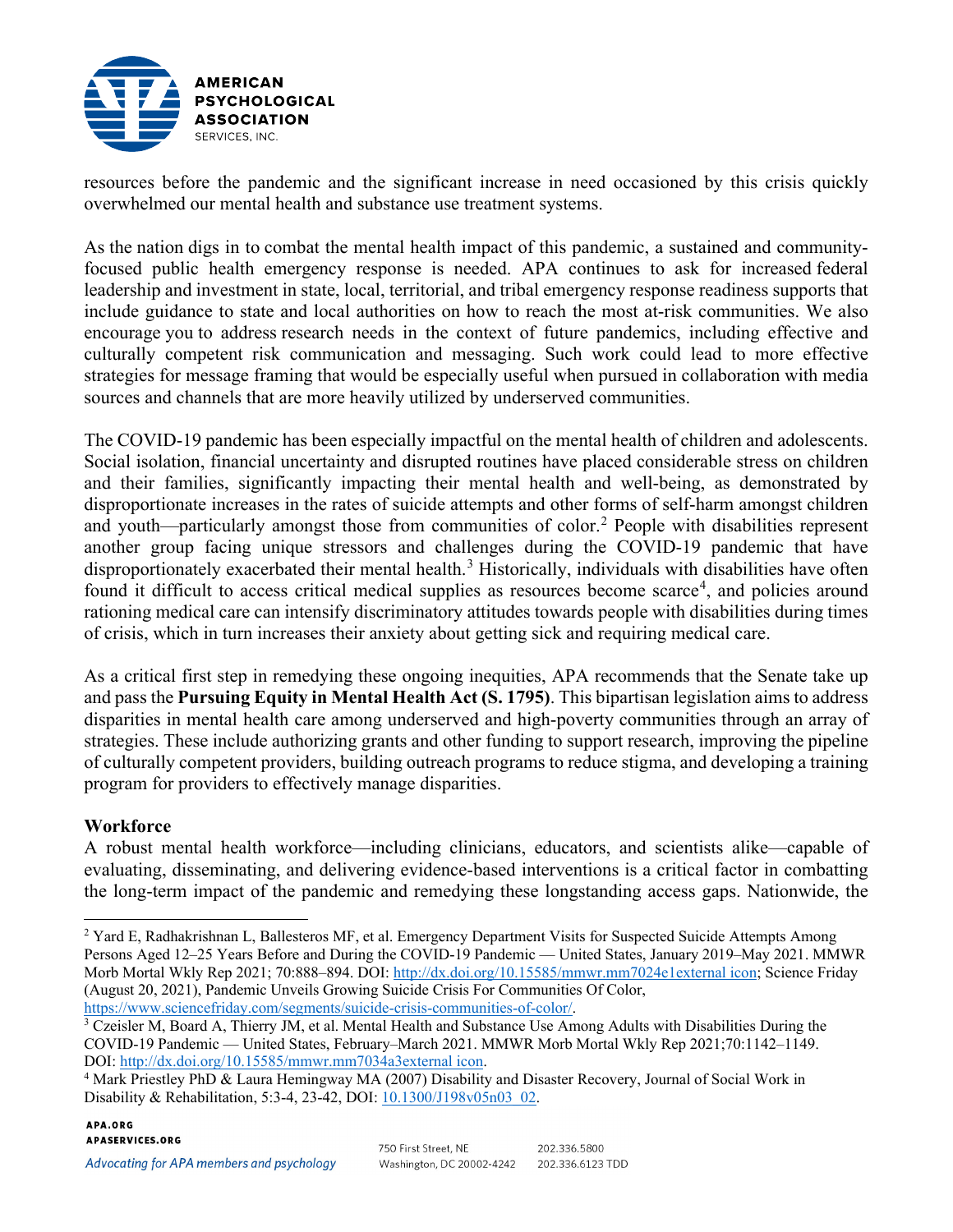resources before the pandemic and the significant increase in need occasioned by this crisis quickly overwhelmed our mental health and substance use treatment systems.

As the nation digs in to combat the mental health impact of this pandemic, a sustained and community-focused public health emergency response is needed. APA continues to ask for increased federal leadership and investment in state, local, territorial, and tribal emergency response readiness supports that include guidance to state and local authorities on how to reach the most at-risk communities. We also encourage you to address research needs in the context of future pandemics, including effective and culturally competent risk communication and messaging. Such work could lead to more effective strategies for message framing that would be especially useful when pursued in collaboration with media sources and channels that are more heavily utilized by underserved communities.

The COVID-19 pandemic has been especially impactful on the mental health of children and adolescents. Social isolation, financial uncertainty and disrupted routines have placed considerable stress on children and their families, significantly impacting their mental health and well-being, as demonstrated by disproportionate increases in the rates of suicide attempts and other forms of self-harm amongst children and youth—particularly amongst those from communities of color.[2] People with disabilities represent another group facing unique stressors and challenges during the COVID-19 pandemic that have disproportionately exacerbated their mental health.[3] Historically, individuals with disabilities have often found it difficult to access critical medical supplies as resources become scarce[4], and policies around rationing medical care can intensify discriminatory attitudes towards people with disabilities during times of crisis, which in turn increases their anxiety about getting sick and requiring medical care.

As a critical first step in remedying these ongoing inequities, APA recommends that the Senate take up and pass the **Pursuing Equity in Mental Health Act (S. 1795)**. This bipartisan legislation aims to address disparities in mental health care among underserved and high-poverty communities through an array of strategies. These include authorizing grants and other funding to support research, improving the pipeline of culturally competent providers, building outreach programs to reduce stigma, and developing a training program for providers to effectively manage disparities.

**Workforce**

A robust mental health workforce—including clinicians, educators, and scientists alike—capable of evaluating, disseminating, and delivering evidence-based interventions is a critical factor in combatting the long-term impact of the pandemic and remedying these longstanding access gaps. Nationwide, the

---

[2] Yard E, Radhakrishnan L, Ballesteros MF, et al. Emergency Department Visits for Suspected Suicide Attempts Among Persons Aged 12–25 Years Before and During the COVID-19 Pandemic — United States, January 2019–May 2021. MMWR Morb Mortal Wkly Rep 2021; 70:888–894. DOI: http://dx.doi.org/10.15585/mmwr.mm7024e1external icon; Science Friday (August 20, 2021), Pandemic Unveils Growing Suicide Crisis For Communities Of Color, https://www.sciencefriday.com/segments/suicide-crisis-communities-of-color/.

[3] Czeisler M, Board A, Thierry JM, et al. Mental Health and Substance Use Among Adults with Disabilities During the COVID-19 Pandemic — United States, February–March 2021. MMWR Morb Mortal Wkly Rep 2021;70:1142–1149. DOI: http://dx.doi.org/10.15585/mmwr.mm7034a3external icon.

[4] Mark Priestley PhD & Laura Hemingway MA (2007) Disability and Disaster Recovery, Journal of Social Work in Disability & Rehabilitation, 5:3-4, 23-42, DOI: 10.1300/J198v05n03_02.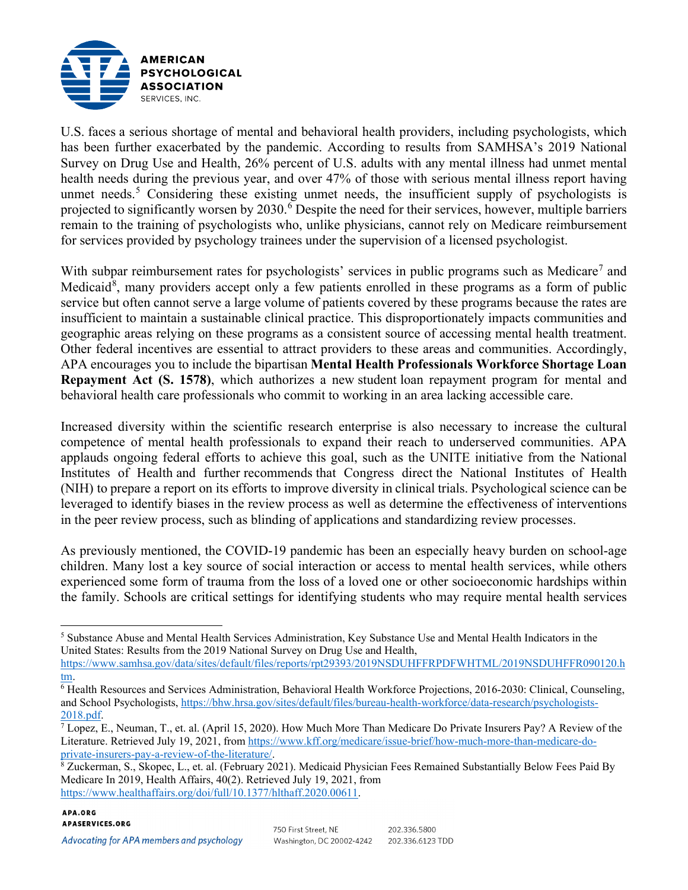U.S. faces a serious shortage of mental and behavioral health providers, including psychologists, which has been further exacerbated by the pandemic. According to results from SAMHSA's 2019 National Survey on Drug Use and Health, 26% percent of U.S. adults with any mental illness had unmet mental health needs during the previous year, and over 47% of those with serious mental illness report having unmet needs.[5] Considering these existing unmet needs, the insufficient supply of psychologists is projected to significantly worsen by 2030.[6] Despite the need for their services, however, multiple barriers remain to the training of psychologists who, unlike physicians, cannot rely on Medicare reimbursement for services provided by psychology trainees under the supervision of a licensed psychologist.

With subpar reimbursement rates for psychologists' services in public programs such as Medicare[7] and Medicaid[8], many providers accept only a few patients enrolled in these programs as a form of public service but often cannot serve a large volume of patients covered by these programs because the rates are insufficient to maintain a sustainable clinical practice. This disproportionately impacts communities and geographic areas relying on these programs as a consistent source of accessing mental health treatment. Other federal incentives are essential to attract providers to these areas and communities. Accordingly, APA encourages you to include the bipartisan **Mental Health Professionals Workforce Shortage Loan Repayment Act (S. 1578)**, which authorizes a new student loan repayment program for mental and behavioral health care professionals who commit to working in an area lacking accessible care.

Increased diversity within the scientific research enterprise is also necessary to increase the cultural competence of mental health professionals to expand their reach to underserved communities. APA applauds ongoing federal efforts to achieve this goal, such as the UNITE initiative from the National Institutes of Health and further recommends that Congress direct the National Institutes of Health (NIH) to prepare a report on its efforts to improve diversity in clinical trials. Psychological science can be leveraged to identify biases in the review process as well as determine the effectiveness of interventions in the peer review process, such as blinding of applications and standardizing review processes.

As previously mentioned, the COVID-19 pandemic has been an especially heavy burden on school-age children. Many lost a key source of social interaction or access to mental health services, while others experienced some form of trauma from the loss of a loved one or other socioeconomic hardships within the family. Schools are critical settings for identifying students who may require mental health services

---

[5] Substance Abuse and Mental Health Services Administration, Key Substance Use and Mental Health Indicators in the United States: Results from the 2019 National Survey on Drug Use and Health, https://www.samhsa.gov/data/sites/default/files/reports/rpt29393/2019NSDUHFFRPDFWHTML/2019NSDUHFFR090120.htm.

[6] Health Resources and Services Administration, Behavioral Health Workforce Projections, 2016-2030: Clinical, Counseling, and School Psychologists, https://bhw.hrsa.gov/sites/default/files/bureau-health-workforce/data-research/psychologists-2018.pdf.

[7] Lopez, E., Neuman, T., et. al. (April 15, 2020). How Much More Than Medicare Do Private Insurers Pay? A Review of the Literature. Retrieved July 19, 2021, from https://www.kff.org/medicare/issue-brief/how-much-more-than-medicare-do-private-insurers-pay-a-review-of-the-literature/.

[8] Zuckerman, S., Skopec, L., et. al. (February 2021). Medicaid Physician Fees Remained Substantially Below Fees Paid By Medicare In 2019, Health Affairs, 40(2). Retrieved July 19, 2021, from https://www.healthaffairs.org/doi/full/10.1377/hlthaff.2020.00611.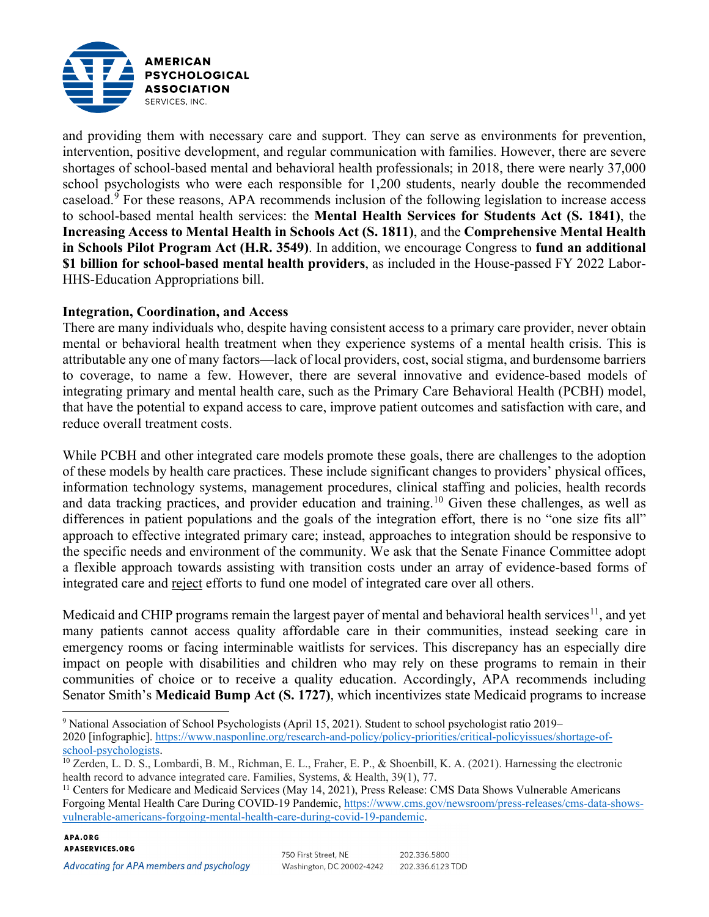and providing them with necessary care and support. They can serve as environments for prevention, intervention, positive development, and regular communication with families. However, there are severe shortages of school-based mental and behavioral health professionals; in 2018, there were nearly 37,000 school psychologists who were each responsible for 1,200 students, nearly double the recommended caseload.[9] For these reasons, APA recommends inclusion of the following legislation to increase access to school-based mental health services: the **Mental Health Services for Students Act (S. 1841)**, the **Increasing Access to Mental Health in Schools Act (S. 1811)**, and the **Comprehensive Mental Health in Schools Pilot Program Act (H.R. 3549)**. In addition, we encourage Congress to **fund an additional $1 billion for school-based mental health providers**, as included in the House-passed FY 2022 Labor-HHS-Education Appropriations bill.

**Integration, Coordination, and Access**

There are many individuals who, despite having consistent access to a primary care provider, never obtain mental or behavioral health treatment when they experience systems of a mental health crisis. This is attributable any one of many factors—lack of local providers, cost, social stigma, and burdensome barriers to coverage, to name a few. However, there are several innovative and evidence-based models of integrating primary and mental health care, such as the Primary Care Behavioral Health (PCBH) model, that have the potential to expand access to care, improve patient outcomes and satisfaction with care, and reduce overall treatment costs.

While PCBH and other integrated care models promote these goals, there are challenges to the adoption of these models by health care practices. These include significant changes to providers' physical offices, information technology systems, management procedures, clinical staffing and policies, health records and data tracking practices, and provider education and training.[10] Given these challenges, as well as differences in patient populations and the goals of the integration effort, there is no "one size fits all" approach to effective integrated primary care; instead, approaches to integration should be responsive to the specific needs and environment of the community. We ask that the Senate Finance Committee adopt a flexible approach towards assisting with transition costs under an array of evidence-based forms of integrated care and <u>reject</u> efforts to fund one model of integrated care over all others.

Medicaid and CHIP programs remain the largest payer of mental and behavioral health services[11], and yet many patients cannot access quality affordable care in their communities, instead seeking care in emergency rooms or facing interminable waitlists for services. This discrepancy has an especially dire impact on people with disabilities and children who may rely on these programs to remain in their communities of choice or to receive a quality education. Accordingly, APA recommends including Senator Smith's **Medicaid Bump Act (S. 1727)**, which incentivizes state Medicaid programs to increase

---

[9] National Association of School Psychologists (April 15, 2021). Student to school psychologist ratio 2019–2020 [infographic]. https://www.nasponline.org/research-and-policy/policy-priorities/critical-policyissues/shortage-of-school-psychologists.

[10] Zerden, L. D. S., Lombardi, B. M., Richman, E. L., Fraher, E. P., & Shoenbill, K. A. (2021). Harnessing the electronic health record to advance integrated care. Families, Systems, & Health, 39(1), 77.

[11] Centers for Medicare and Medicaid Services (May 14, 2021), Press Release: CMS Data Shows Vulnerable Americans Forgoing Mental Health Care During COVID-19 Pandemic, https://www.cms.gov/newsroom/press-releases/cms-data-shows-vulnerable-americans-forgoing-mental-health-care-during-covid-19-pandemic.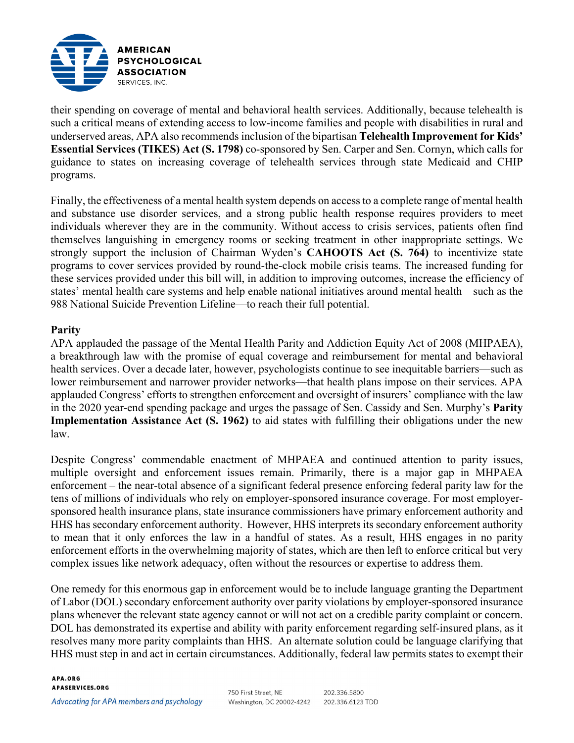their spending on coverage of mental and behavioral health services. Additionally, because telehealth is such a critical means of extending access to low-income families and people with disabilities in rural and underserved areas, APA also recommends inclusion of the bipartisan **Telehealth Improvement for Kids' Essential Services (TIKES) Act (S. 1798)** co-sponsored by Sen. Carper and Sen. Cornyn, which calls for guidance to states on increasing coverage of telehealth services through state Medicaid and CHIP programs.

Finally, the effectiveness of a mental health system depends on access to a complete range of mental health and substance use disorder services, and a strong public health response requires providers to meet individuals wherever they are in the community. Without access to crisis services, patients often find themselves languishing in emergency rooms or seeking treatment in other inappropriate settings. We strongly support the inclusion of Chairman Wyden's **CAHOOTS Act (S. 764)** to incentivize state programs to cover services provided by round-the-clock mobile crisis teams. The increased funding for these services provided under this bill will, in addition to improving outcomes, increase the efficiency of states' mental health care systems and help enable national initiatives around mental health—such as the 988 National Suicide Prevention Lifeline—to reach their full potential.

**Parity**

APA applauded the passage of the Mental Health Parity and Addiction Equity Act of 2008 (MHPAEA), a breakthrough law with the promise of equal coverage and reimbursement for mental and behavioral health services. Over a decade later, however, psychologists continue to see inequitable barriers—such as lower reimbursement and narrower provider networks—that health plans impose on their services. APA applauded Congress' efforts to strengthen enforcement and oversight of insurers' compliance with the law in the 2020 year-end spending package and urges the passage of Sen. Cassidy and Sen. Murphy's **Parity Implementation Assistance Act (S. 1962)** to aid states with fulfilling their obligations under the new law.

Despite Congress' commendable enactment of MHPAEA and continued attention to parity issues, multiple oversight and enforcement issues remain. Primarily, there is a major gap in MHPAEA enforcement – the near-total absence of a significant federal presence enforcing federal parity law for the tens of millions of individuals who rely on employer-sponsored insurance coverage. For most employer-sponsored health insurance plans, state insurance commissioners have primary enforcement authority and HHS has secondary enforcement authority. However, HHS interprets its secondary enforcement authority to mean that it only enforces the law in a handful of states. As a result, HHS engages in no parity enforcement efforts in the overwhelming majority of states, which are then left to enforce critical but very complex issues like network adequacy, often without the resources or expertise to address them.

One remedy for this enormous gap in enforcement would be to include language granting the Department of Labor (DOL) secondary enforcement authority over parity violations by employer-sponsored insurance plans whenever the relevant state agency cannot or will not act on a credible parity complaint or concern. DOL has demonstrated its expertise and ability with parity enforcement regarding self-insured plans, as it resolves many more parity complaints than HHS. An alternate solution could be language clarifying that HHS must step in and act in certain circumstances. Additionally, federal law permits states to exempt their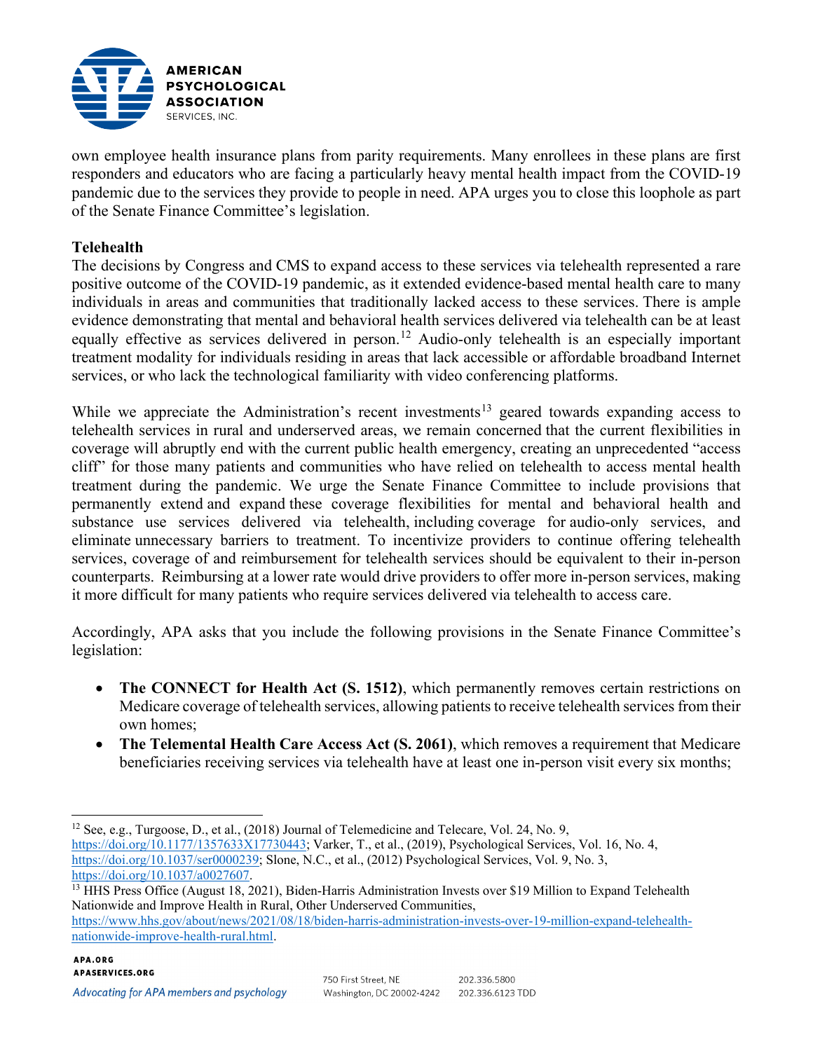own employee health insurance plans from parity requirements. Many enrollees in these plans are first responders and educators who are facing a particularly heavy mental health impact from the COVID-19 pandemic due to the services they provide to people in need. APA urges you to close this loophole as part of the Senate Finance Committee's legislation.

**Telehealth**

The decisions by Congress and CMS to expand access to these services via telehealth represented a rare positive outcome of the COVID-19 pandemic, as it extended evidence-based mental health care to many individuals in areas and communities that traditionally lacked access to these services. There is ample evidence demonstrating that mental and behavioral health services delivered via telehealth can be at least equally effective as services delivered in person.[12] Audio-only telehealth is an especially important treatment modality for individuals residing in areas that lack accessible or affordable broadband Internet services, or who lack the technological familiarity with video conferencing platforms.

While we appreciate the Administration's recent investments[13] geared towards expanding access to telehealth services in rural and underserved areas, we remain concerned that the current flexibilities in coverage will abruptly end with the current public health emergency, creating an unprecedented "access cliff" for those many patients and communities who have relied on telehealth to access mental health treatment during the pandemic. We urge the Senate Finance Committee to include provisions that permanently extend and expand these coverage flexibilities for mental and behavioral health and substance use services delivered via telehealth, including coverage for audio-only services, and eliminate unnecessary barriers to treatment. To incentivize providers to continue offering telehealth services, coverage of and reimbursement for telehealth services should be equivalent to their in-person counterparts. Reimbursing at a lower rate would drive providers to offer more in-person services, making it more difficult for many patients who require services delivered via telehealth to access care.

Accordingly, APA asks that you include the following provisions in the Senate Finance Committee's legislation:

- **The CONNECT for Health Act (S. 1512)**, which permanently removes certain restrictions on Medicare coverage of telehealth services, allowing patients to receive telehealth services from their own homes;
- **The Telemental Health Care Access Act (S. 2061)**, which removes a requirement that Medicare beneficiaries receiving services via telehealth have at least one in-person visit every six months;

[12] See, e.g., Turgoose, D., et al., (2018) Journal of Telemedicine and Telecare, Vol. 24, No. 9, https://doi.org/10.1177/1357633X17730443; Varker, T., et al., (2019), Psychological Services, Vol. 16, No. 4, https://doi.org/10.1037/ser0000239; Slone, N.C., et al., (2012) Psychological Services, Vol. 9, No. 3, https://doi.org/10.1037/a0027607.

[13] HHS Press Office (August 18, 2021), Biden-Harris Administration Invests over $19 Million to Expand Telehealth Nationwide and Improve Health in Rural, Other Underserved Communities, https://www.hhs.gov/about/news/2021/08/18/biden-harris-administration-invests-over-19-million-expand-telehealth-nationwide-improve-health-rural.html.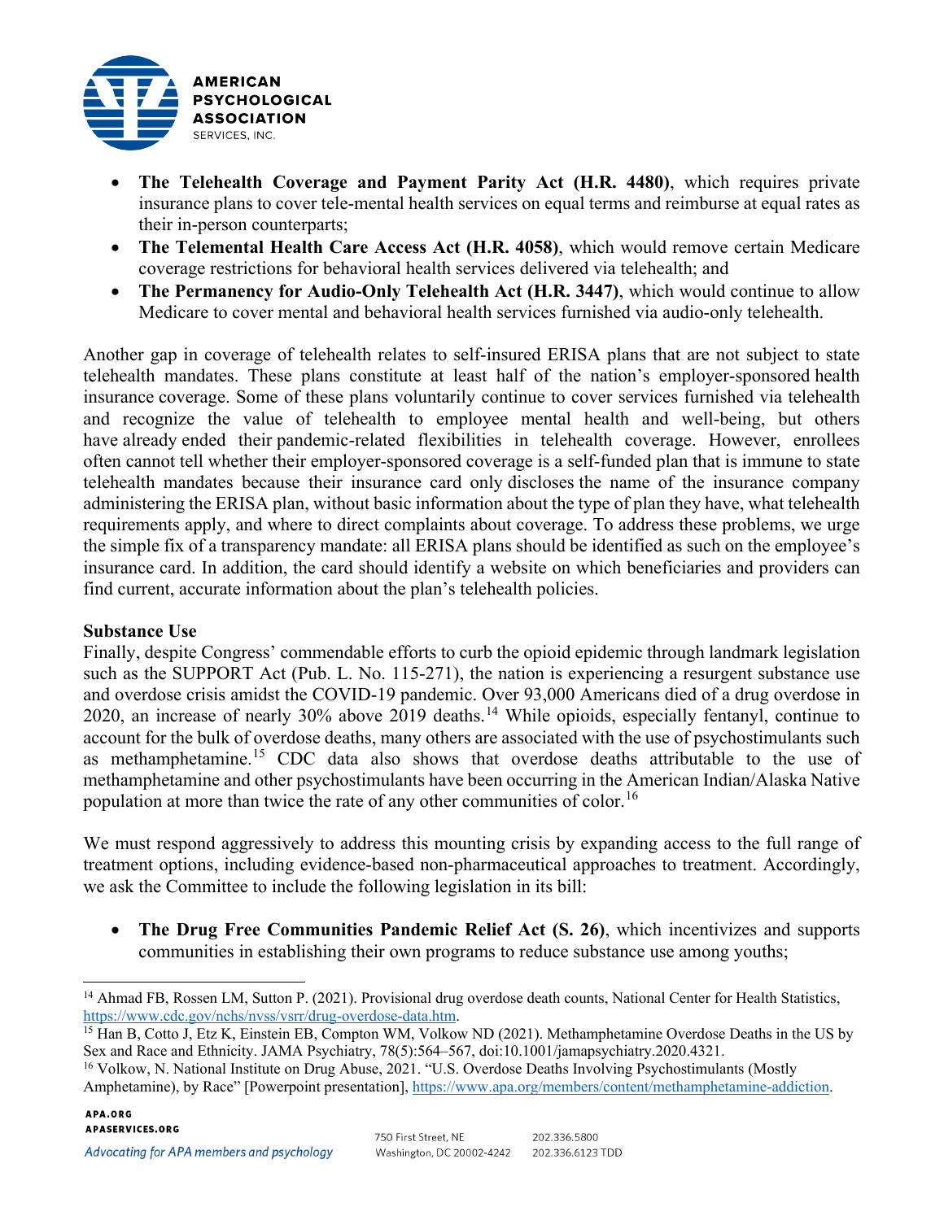- **The Telehealth Coverage and Payment Parity Act (H.R. 4480)**, which requires private insurance plans to cover tele-mental health services on equal terms and reimburse at equal rates as their in-person counterparts;
- **The Telemental Health Care Access Act (H.R. 4058)**, which would remove certain Medicare coverage restrictions for behavioral health services delivered via telehealth; and
- **The Permanency for Audio-Only Telehealth Act (H.R. 3447)**, which would continue to allow Medicare to cover mental and behavioral health services furnished via audio-only telehealth.

Another gap in coverage of telehealth relates to self-insured ERISA plans that are not subject to state telehealth mandates. These plans constitute at least half of the nation's employer-sponsored health insurance coverage. Some of these plans voluntarily continue to cover services furnished via telehealth and recognize the value of telehealth to employee mental health and well-being, but others have already ended their pandemic-related flexibilities in telehealth coverage. However, enrollees often cannot tell whether their employer-sponsored coverage is a self-funded plan that is immune to state telehealth mandates because their insurance card only discloses the name of the insurance company administering the ERISA plan, without basic information about the type of plan they have, what telehealth requirements apply, and where to direct complaints about coverage. To address these problems, we urge the simple fix of a transparency mandate: all ERISA plans should be identified as such on the employee's insurance card. In addition, the card should identify a website on which beneficiaries and providers can find current, accurate information about the plan's telehealth policies.

**Substance Use**

Finally, despite Congress' commendable efforts to curb the opioid epidemic through landmark legislation such as the SUPPORT Act (Pub. L. No. 115-271), the nation is experiencing a resurgent substance use and overdose crisis amidst the COVID-19 pandemic. Over 93,000 Americans died of a drug overdose in 2020, an increase of nearly 30% above 2019 deaths.[14] While opioids, especially fentanyl, continue to account for the bulk of overdose deaths, many others are associated with the use of psychostimulants such as methamphetamine.[15] CDC data also shows that overdose deaths attributable to the use of methamphetamine and other psychostimulants have been occurring in the American Indian/Alaska Native population at more than twice the rate of any other communities of color.[16]

We must respond aggressively to address this mounting crisis by expanding access to the full range of treatment options, including evidence-based non-pharmaceutical approaches to treatment. Accordingly, we ask the Committee to include the following legislation in its bill:

- **The Drug Free Communities Pandemic Relief Act (S. 26)**, which incentivizes and supports communities in establishing their own programs to reduce substance use among youths;

---

[14] Ahmad FB, Rossen LM, Sutton P. (2021). Provisional drug overdose death counts, National Center for Health Statistics, https://www.cdc.gov/nchs/nvss/vsrr/drug-overdose-data.htm.

[15] Han B, Cotto J, Etz K, Einstein EB, Compton WM, Volkow ND (2021). Methamphetamine Overdose Deaths in the US by Sex and Race and Ethnicity. JAMA Psychiatry, 78(5):564–567, doi:10.1001/jamapsychiatry.2020.4321.

[16] Volkow, N. National Institute on Drug Abuse, 2021. "U.S. Overdose Deaths Involving Psychostimulants (Mostly Amphetamine), by Race" [Powerpoint presentation], https://www.apa.org/members/content/methamphetamine-addiction.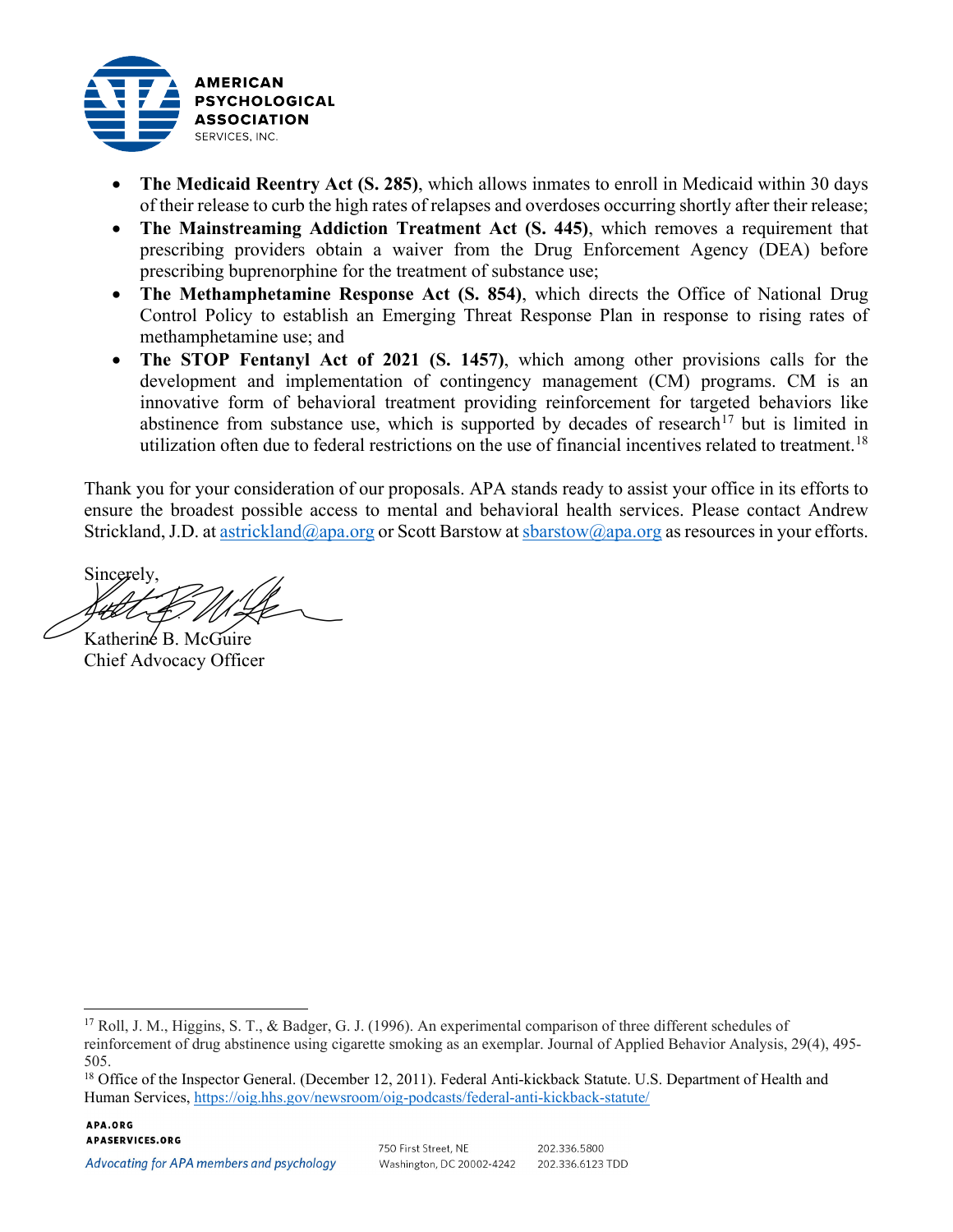- **The Medicaid Reentry Act (S. 285)**, which allows inmates to enroll in Medicaid within 30 days of their release to curb the high rates of relapses and overdoses occurring shortly after their release;
- **The Mainstreaming Addiction Treatment Act (S. 445)**, which removes a requirement that prescribing providers obtain a waiver from the Drug Enforcement Agency (DEA) before prescribing buprenorphine for the treatment of substance use;
- **The Methamphetamine Response Act (S. 854)**, which directs the Office of National Drug Control Policy to establish an Emerging Threat Response Plan in response to rising rates of methamphetamine use; and
- **The STOP Fentanyl Act of 2021 (S. 1457)**, which among other provisions calls for the development and implementation of contingency management (CM) programs. CM is an innovative form of behavioral treatment providing reinforcement for targeted behaviors like abstinence from substance use, which is supported by decades of research[17] but is limited in utilization often due to federal restrictions on the use of financial incentives related to treatment.[18]

Thank you for your consideration of our proposals. APA stands ready to assist your office in its efforts to ensure the broadest possible access to mental and behavioral health services. Please contact Andrew Strickland, J.D. at astrickland@apa.org or Scott Barstow at sbarstow@apa.org as resources in your efforts.

Sincerely,

Katherine B. McGuire
Chief Advocacy Officer

---

[17] Roll, J. M., Higgins, S. T., & Badger, G. J. (1996). An experimental comparison of three different schedules of reinforcement of drug abstinence using cigarette smoking as an exemplar. Journal of Applied Behavior Analysis, 29(4), 495-505.

[18] Office of the Inspector General. (December 12, 2011). Federal Anti-kickback Statute. U.S. Department of Health and Human Services, https://oig.hhs.gov/newsroom/oig-podcasts/federal-anti-kickback-statute/